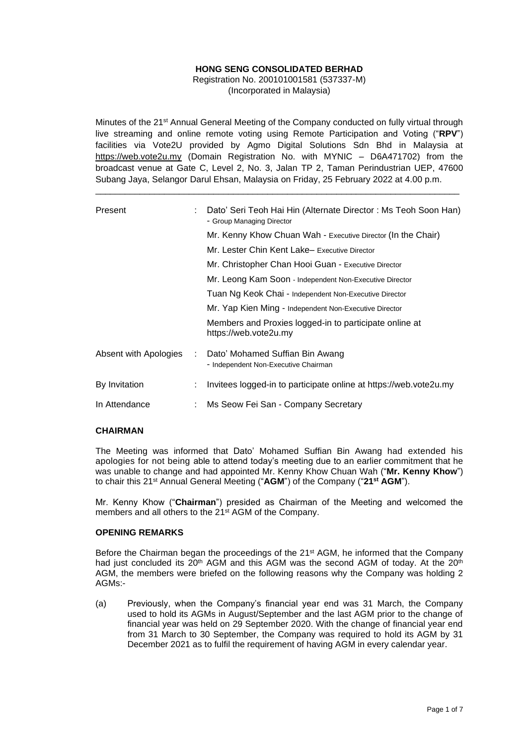**HONG SENG CONSOLIDATED BERHAD**
Registration No. 200101001581 (537337-M)
(Incorporated in Malaysia)

Minutes of the 21st Annual General Meeting of the Company conducted on fully virtual through live streaming and online remote voting using Remote Participation and Voting ("**RPV**") facilities via Vote2U provided by Agmo Digital Solutions Sdn Bhd in Malaysia at https://web.vote2u.my (Domain Registration No. with MYNIC – D6A471702) from the broadcast venue at Gate C, Level 2, No. 3, Jalan TP 2, Taman Perindustrian UEP, 47600 Subang Jaya, Selangor Darul Ehsan, Malaysia on Friday, 25 February 2022 at 4.00 p.m.

---

| | | |
|---|---|---|
| Present | : | Dato' Seri Teoh Hai Hin (Alternate Director : Ms Teoh Soon Han) - Group Managing Director |
| | | Mr. Kenny Khow Chuan Wah - Executive Director (In the Chair) |
| | | Mr. Lester Chin Kent Lake– Executive Director |
| | | Mr. Christopher Chan Hooi Guan - Executive Director |
| | | Mr. Leong Kam Soon - Independent Non-Executive Director |
| | | Tuan Ng Keok Chai - Independent Non-Executive Director |
| | | Mr. Yap Kien Ming - Independent Non-Executive Director |
| | | Members and Proxies logged-in to participate online at https://web.vote2u.my |
| Absent with Apologies | : | Dato' Mohamed Suffian Bin Awang - Independent Non-Executive Chairman |
| By Invitation | : | Invitees logged-in to participate online at https://web.vote2u.my |
| In Attendance | : | Ms Seow Fei San - Company Secretary |

**CHAIRMAN**

The Meeting was informed that Dato' Mohamed Suffian Bin Awang had extended his apologies for not being able to attend today's meeting due to an earlier commitment that he was unable to change and had appointed Mr. Kenny Khow Chuan Wah ("**Mr. Kenny Khow**") to chair this 21st Annual General Meeting ("**AGM**") of the Company ("**21st AGM**").

Mr. Kenny Khow ("**Chairman**") presided as Chairman of the Meeting and welcomed the members and all others to the 21st AGM of the Company.

**OPENING REMARKS**

Before the Chairman began the proceedings of the 21st AGM, he informed that the Company had just concluded its 20th AGM and this AGM was the second AGM of today. At the 20th AGM, the members were briefed on the following reasons why the Company was holding 2 AGMs:-

(a) Previously, when the Company's financial year end was 31 March, the Company used to hold its AGMs in August/September and the last AGM prior to the change of financial year was held on 29 September 2020. With the change of financial year end from 31 March to 30 September, the Company was required to hold its AGM by 31 December 2021 as to fulfil the requirement of having AGM in every calendar year.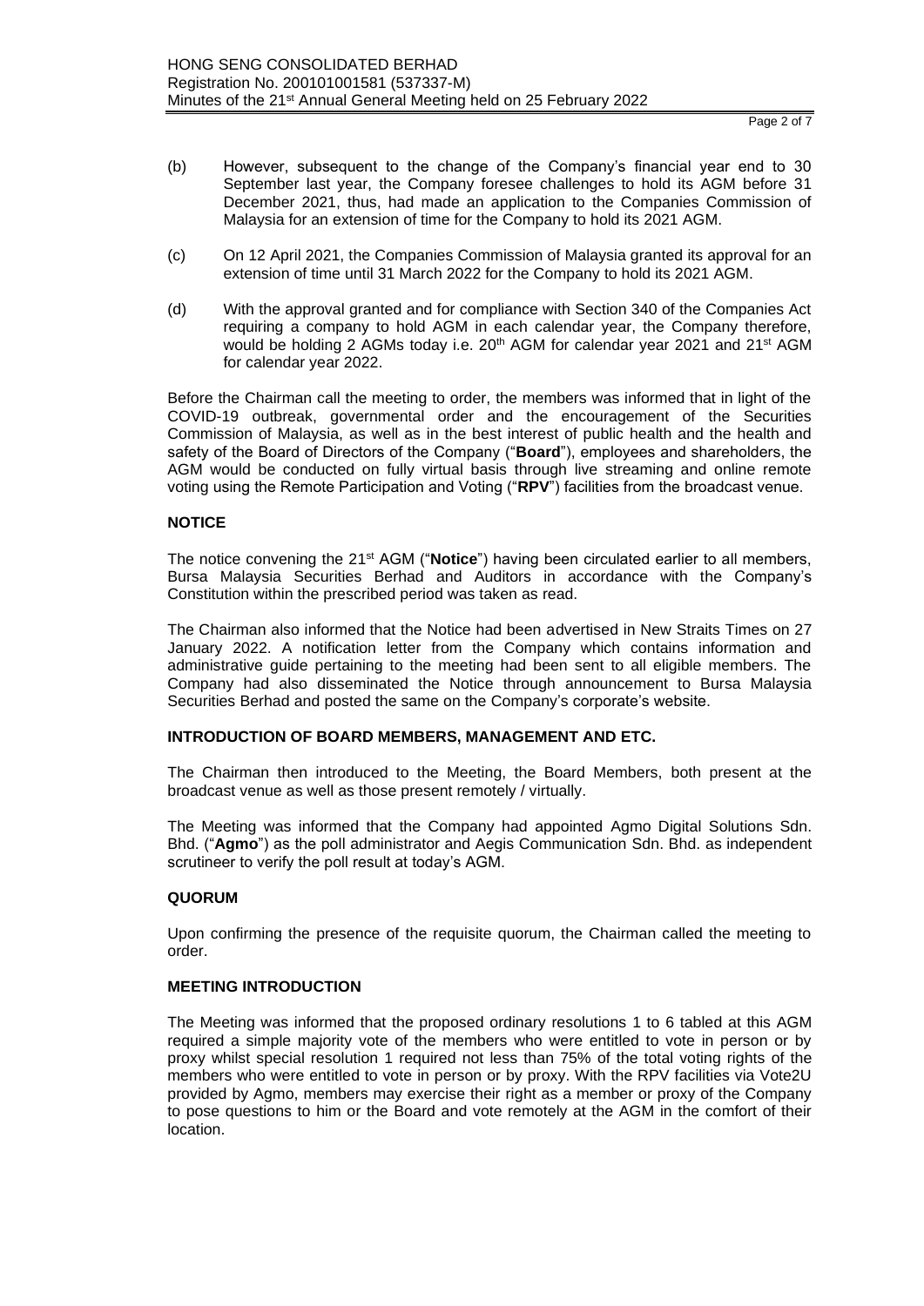(b) However, subsequent to the change of the Company's financial year end to 30 September last year, the Company foresee challenges to hold its AGM before 31 December 2021, thus, had made an application to the Companies Commission of Malaysia for an extension of time for the Company to hold its 2021 AGM.

(c) On 12 April 2021, the Companies Commission of Malaysia granted its approval for an extension of time until 31 March 2022 for the Company to hold its 2021 AGM.

(d) With the approval granted and for compliance with Section 340 of the Companies Act requiring a company to hold AGM in each calendar year, the Company therefore, would be holding 2 AGMs today i.e. 20th AGM for calendar year 2021 and 21st AGM for calendar year 2022.

Before the Chairman call the meeting to order, the members was informed that in light of the COVID-19 outbreak, governmental order and the encouragement of the Securities Commission of Malaysia, as well as in the best interest of public health and the health and safety of the Board of Directors of the Company ("**Board**"), employees and shareholders, the AGM would be conducted on fully virtual basis through live streaming and online remote voting using the Remote Participation and Voting ("**RPV**") facilities from the broadcast venue.

## NOTICE

The notice convening the 21st AGM ("**Notice**") having been circulated earlier to all members, Bursa Malaysia Securities Berhad and Auditors in accordance with the Company's Constitution within the prescribed period was taken as read.

The Chairman also informed that the Notice had been advertised in New Straits Times on 27 January 2022. A notification letter from the Company which contains information and administrative guide pertaining to the meeting had been sent to all eligible members. The Company had also disseminated the Notice through announcement to Bursa Malaysia Securities Berhad and posted the same on the Company's corporate's website.

## INTRODUCTION OF BOARD MEMBERS, MANAGEMENT AND ETC.

The Chairman then introduced to the Meeting, the Board Members, both present at the broadcast venue as well as those present remotely / virtually.

The Meeting was informed that the Company had appointed Agmo Digital Solutions Sdn. Bhd. ("**Agmo**") as the poll administrator and Aegis Communication Sdn. Bhd. as independent scrutineer to verify the poll result at today's AGM.

## QUORUM

Upon confirming the presence of the requisite quorum, the Chairman called the meeting to order.

## MEETING INTRODUCTION

The Meeting was informed that the proposed ordinary resolutions 1 to 6 tabled at this AGM required a simple majority vote of the members who were entitled to vote in person or by proxy whilst special resolution 1 required not less than 75% of the total voting rights of the members who were entitled to vote in person or by proxy. With the RPV facilities via Vote2U provided by Agmo, members may exercise their right as a member or proxy of the Company to pose questions to him or the Board and vote remotely at the AGM in the comfort of their location.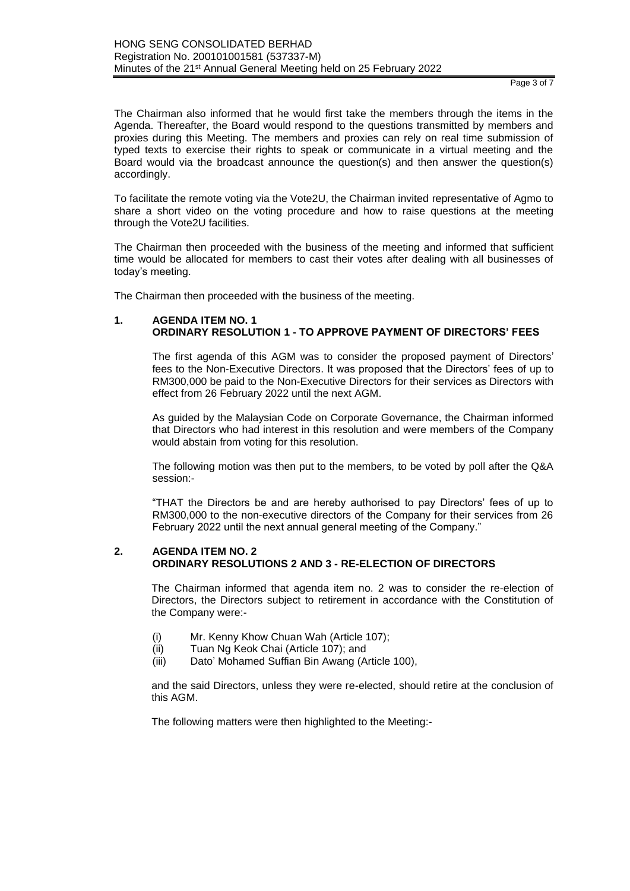The Chairman also informed that he would first take the members through the items in the Agenda. Thereafter, the Board would respond to the questions transmitted by members and proxies during this Meeting. The members and proxies can rely on real time submission of typed texts to exercise their rights to speak or communicate in a virtual meeting and the Board would via the broadcast announce the question(s) and then answer the question(s) accordingly.

To facilitate the remote voting via the Vote2U, the Chairman invited representative of Agmo to share a short video on the voting procedure and how to raise questions at the meeting through the Vote2U facilities.

The Chairman then proceeded with the business of the meeting and informed that sufficient time would be allocated for members to cast their votes after dealing with all businesses of today's meeting.

The Chairman then proceeded with the business of the meeting.

## 1. AGENDA ITEM NO. 1
## ORDINARY RESOLUTION 1 - TO APPROVE PAYMENT OF DIRECTORS' FEES

The first agenda of this AGM was to consider the proposed payment of Directors' fees to the Non-Executive Directors. It was proposed that the Directors' fees of up to RM300,000 be paid to the Non-Executive Directors for their services as Directors with effect from 26 February 2022 until the next AGM.

As guided by the Malaysian Code on Corporate Governance, the Chairman informed that Directors who had interest in this resolution and were members of the Company would abstain from voting for this resolution.

The following motion was then put to the members, to be voted by poll after the Q&A session:-

"THAT the Directors be and are hereby authorised to pay Directors' fees of up to RM300,000 to the non-executive directors of the Company for their services from 26 February 2022 until the next annual general meeting of the Company."

## 2. AGENDA ITEM NO. 2
## ORDINARY RESOLUTIONS 2 AND 3 - RE-ELECTION OF DIRECTORS

The Chairman informed that agenda item no. 2 was to consider the re-election of Directors, the Directors subject to retirement in accordance with the Constitution of the Company were:-

(i) Mr. Kenny Khow Chuan Wah (Article 107);
(ii) Tuan Ng Keok Chai (Article 107); and
(iii) Dato' Mohamed Suffian Bin Awang (Article 100),

and the said Directors, unless they were re-elected, should retire at the conclusion of this AGM.

The following matters were then highlighted to the Meeting:-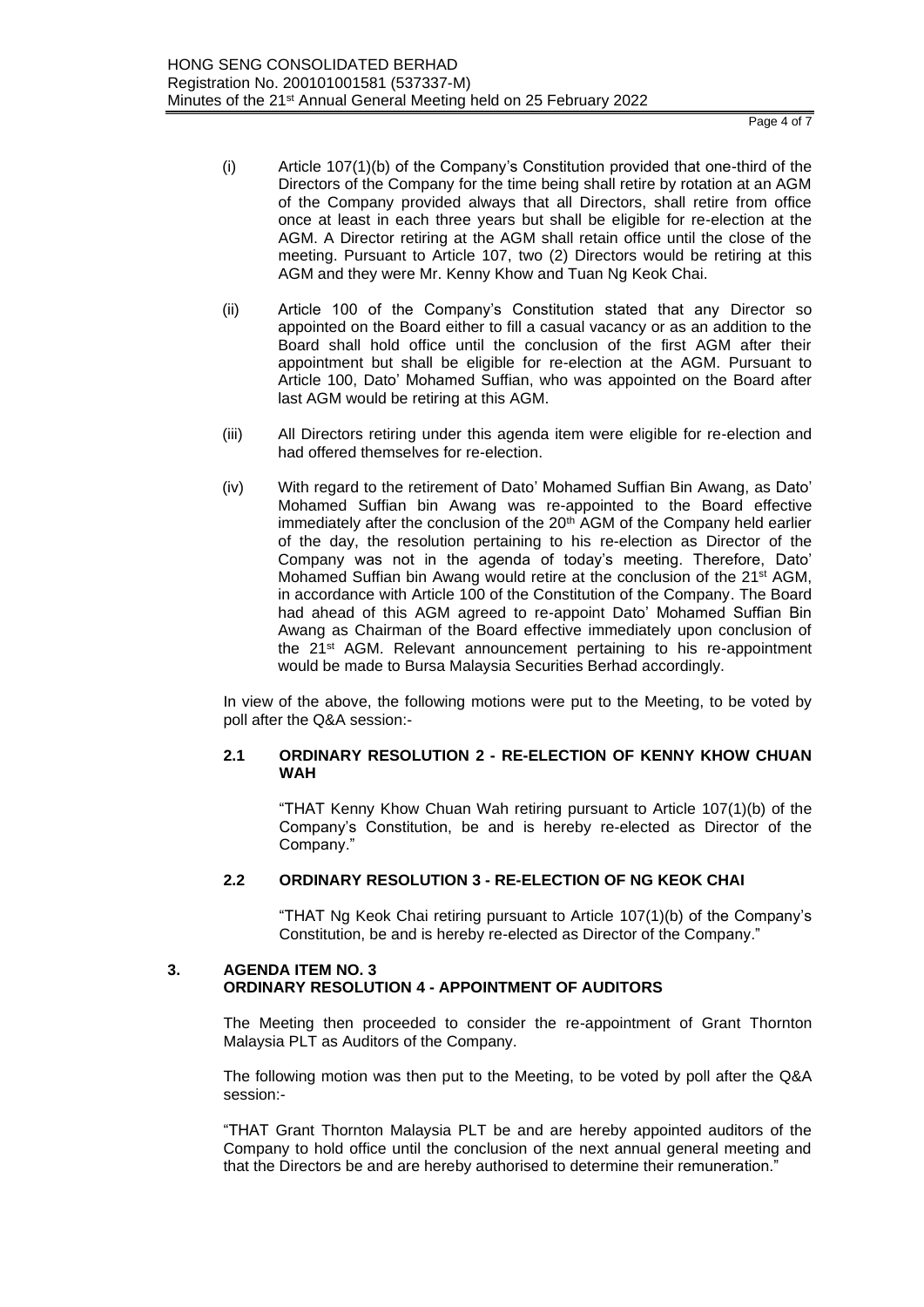(i) Article 107(1)(b) of the Company's Constitution provided that one-third of the Directors of the Company for the time being shall retire by rotation at an AGM of the Company provided always that all Directors, shall retire from office once at least in each three years but shall be eligible for re-election at the AGM. A Director retiring at the AGM shall retain office until the close of the meeting. Pursuant to Article 107, two (2) Directors would be retiring at this AGM and they were Mr. Kenny Khow and Tuan Ng Keok Chai.

(ii) Article 100 of the Company's Constitution stated that any Director so appointed on the Board either to fill a casual vacancy or as an addition to the Board shall hold office until the conclusion of the first AGM after their appointment but shall be eligible for re-election at the AGM. Pursuant to Article 100, Dato' Mohamed Suffian, who was appointed on the Board after last AGM would be retiring at this AGM.

(iii) All Directors retiring under this agenda item were eligible for re-election and had offered themselves for re-election.

(iv) With regard to the retirement of Dato' Mohamed Suffian Bin Awang, as Dato' Mohamed Suffian bin Awang was re-appointed to the Board effective immediately after the conclusion of the 20th AGM of the Company held earlier of the day, the resolution pertaining to his re-election as Director of the Company was not in the agenda of today's meeting. Therefore, Dato' Mohamed Suffian bin Awang would retire at the conclusion of the 21st AGM, in accordance with Article 100 of the Constitution of the Company. The Board had ahead of this AGM agreed to re-appoint Dato' Mohamed Suffian Bin Awang as Chairman of the Board effective immediately upon conclusion of the 21st AGM. Relevant announcement pertaining to his re-appointment would be made to Bursa Malaysia Securities Berhad accordingly.

In view of the above, the following motions were put to the Meeting, to be voted by poll after the Q&A session:-

#### 2.1 ORDINARY RESOLUTION 2 - RE-ELECTION OF KENNY KHOW CHUAN WAH

"THAT Kenny Khow Chuan Wah retiring pursuant to Article 107(1)(b) of the Company's Constitution, be and is hereby re-elected as Director of the Company."

#### 2.2 ORDINARY RESOLUTION 3 - RE-ELECTION OF NG KEOK CHAI

"THAT Ng Keok Chai retiring pursuant to Article 107(1)(b) of the Company's Constitution, be and is hereby re-elected as Director of the Company."

### 3. AGENDA ITEM NO. 3
### ORDINARY RESOLUTION 4 - APPOINTMENT OF AUDITORS

The Meeting then proceeded to consider the re-appointment of Grant Thornton Malaysia PLT as Auditors of the Company.

The following motion was then put to the Meeting, to be voted by poll after the Q&A session:-

"THAT Grant Thornton Malaysia PLT be and are hereby appointed auditors of the Company to hold office until the conclusion of the next annual general meeting and that the Directors be and are hereby authorised to determine their remuneration."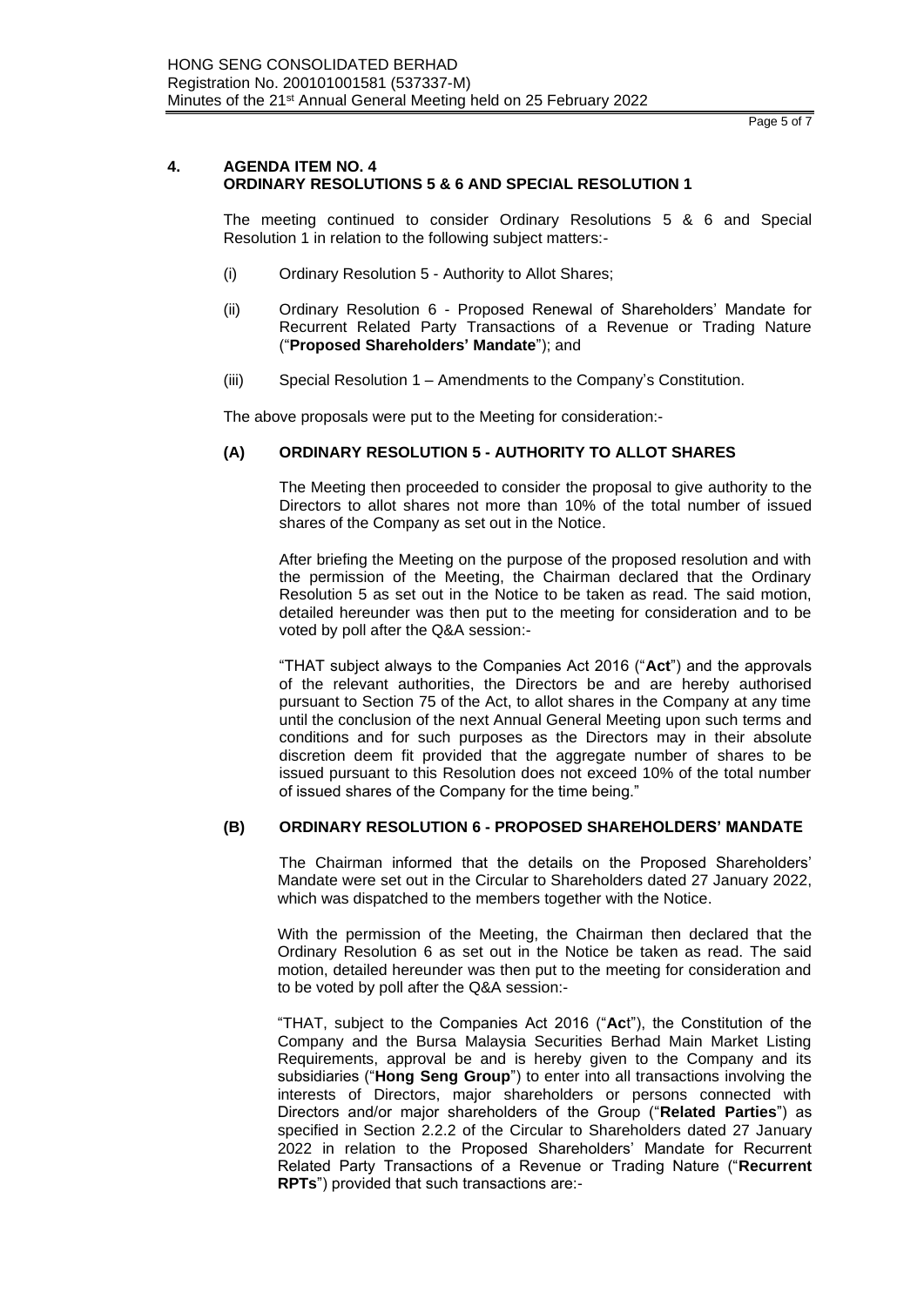## 4. AGENDA ITEM NO. 4
## ORDINARY RESOLUTIONS 5 & 6 AND SPECIAL RESOLUTION 1

The meeting continued to consider Ordinary Resolutions 5 & 6 and Special Resolution 1 in relation to the following subject matters:-

(i) Ordinary Resolution 5 - Authority to Allot Shares;

(ii) Ordinary Resolution 6 - Proposed Renewal of Shareholders' Mandate for Recurrent Related Party Transactions of a Revenue or Trading Nature ("**Proposed Shareholders' Mandate**"); and

(iii) Special Resolution 1 – Amendments to the Company's Constitution.

The above proposals were put to the Meeting for consideration:-

### (A) ORDINARY RESOLUTION 5 - AUTHORITY TO ALLOT SHARES

The Meeting then proceeded to consider the proposal to give authority to the Directors to allot shares not more than 10% of the total number of issued shares of the Company as set out in the Notice.

After briefing the Meeting on the purpose of the proposed resolution and with the permission of the Meeting, the Chairman declared that the Ordinary Resolution 5 as set out in the Notice to be taken as read. The said motion, detailed hereunder was then put to the meeting for consideration and to be voted by poll after the Q&A session:-

"THAT subject always to the Companies Act 2016 ("**Act**") and the approvals of the relevant authorities, the Directors be and are hereby authorised pursuant to Section 75 of the Act, to allot shares in the Company at any time until the conclusion of the next Annual General Meeting upon such terms and conditions and for such purposes as the Directors may in their absolute discretion deem fit provided that the aggregate number of shares to be issued pursuant to this Resolution does not exceed 10% of the total number of issued shares of the Company for the time being."

### (B) ORDINARY RESOLUTION 6 - PROPOSED SHAREHOLDERS' MANDATE

The Chairman informed that the details on the Proposed Shareholders' Mandate were set out in the Circular to Shareholders dated 27 January 2022, which was dispatched to the members together with the Notice.

With the permission of the Meeting, the Chairman then declared that the Ordinary Resolution 6 as set out in the Notice be taken as read. The said motion, detailed hereunder was then put to the meeting for consideration and to be voted by poll after the Q&A session:-

"THAT, subject to the Companies Act 2016 ("**Act**"), the Constitution of the Company and the Bursa Malaysia Securities Berhad Main Market Listing Requirements, approval be and is hereby given to the Company and its subsidiaries ("**Hong Seng Group**") to enter into all transactions involving the interests of Directors, major shareholders or persons connected with Directors and/or major shareholders of the Group ("**Related Parties**") as specified in Section 2.2.2 of the Circular to Shareholders dated 27 January 2022 in relation to the Proposed Shareholders' Mandate for Recurrent Related Party Transactions of a Revenue or Trading Nature ("**Recurrent RPTs**") provided that such transactions are:-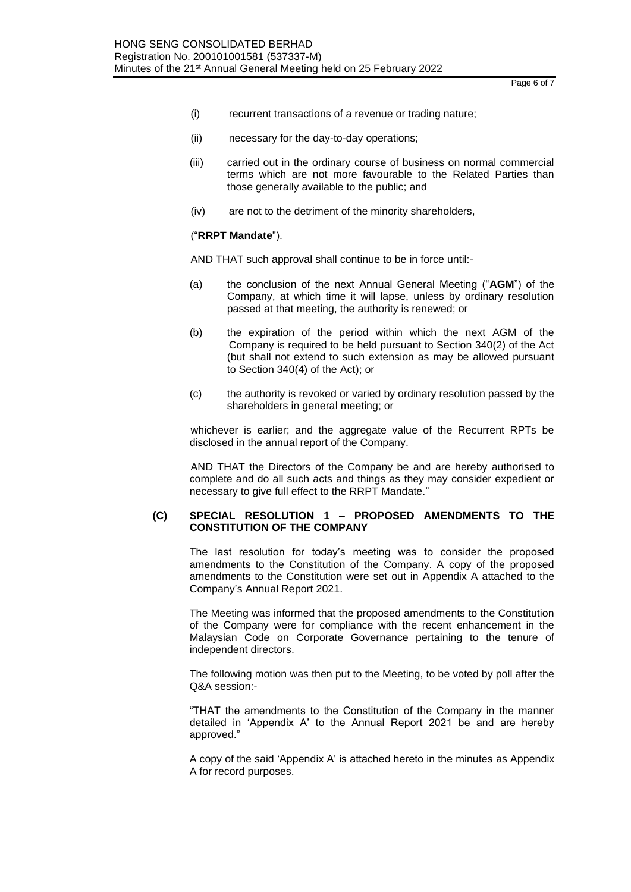(i) recurrent transactions of a revenue or trading nature;

(ii) necessary for the day-to-day operations;

(iii) carried out in the ordinary course of business on normal commercial terms which are not more favourable to the Related Parties than those generally available to the public; and

(iv) are not to the detriment of the minority shareholders,

("**RRPT Mandate**").

AND THAT such approval shall continue to be in force until:-

(a) the conclusion of the next Annual General Meeting ("**AGM**") of the Company, at which time it will lapse, unless by ordinary resolution passed at that meeting, the authority is renewed; or

(b) the expiration of the period within which the next AGM of the Company is required to be held pursuant to Section 340(2) of the Act (but shall not extend to such extension as may be allowed pursuant to Section 340(4) of the Act); or

(c) the authority is revoked or varied by ordinary resolution passed by the shareholders in general meeting; or

whichever is earlier; and the aggregate value of the Recurrent RPTs be disclosed in the annual report of the Company.

AND THAT the Directors of the Company be and are hereby authorised to complete and do all such acts and things as they may consider expedient or necessary to give full effect to the RRPT Mandate."

### (C) SPECIAL RESOLUTION 1 – PROPOSED AMENDMENTS TO THE CONSTITUTION OF THE COMPANY

The last resolution for today's meeting was to consider the proposed amendments to the Constitution of the Company. A copy of the proposed amendments to the Constitution were set out in Appendix A attached to the Company's Annual Report 2021.

The Meeting was informed that the proposed amendments to the Constitution of the Company were for compliance with the recent enhancement in the Malaysian Code on Corporate Governance pertaining to the tenure of independent directors.

The following motion was then put to the Meeting, to be voted by poll after the Q&A session:-

"THAT the amendments to the Constitution of the Company in the manner detailed in 'Appendix A' to the Annual Report 2021 be and are hereby approved."

A copy of the said 'Appendix A' is attached hereto in the minutes as Appendix A for record purposes.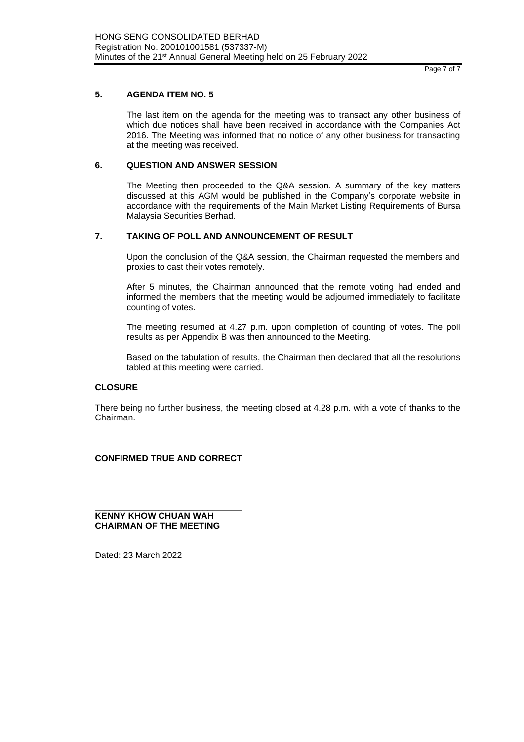## 5. AGENDA ITEM NO. 5

The last item on the agenda for the meeting was to transact any other business of which due notices shall have been received in accordance with the Companies Act 2016. The Meeting was informed that no notice of any other business for transacting at the meeting was received.

## 6. QUESTION AND ANSWER SESSION

The Meeting then proceeded to the Q&A session. A summary of the key matters discussed at this AGM would be published in the Company's corporate website in accordance with the requirements of the Main Market Listing Requirements of Bursa Malaysia Securities Berhad.

## 7. TAKING OF POLL AND ANNOUNCEMENT OF RESULT

Upon the conclusion of the Q&A session, the Chairman requested the members and proxies to cast their votes remotely.

After 5 minutes, the Chairman announced that the remote voting had ended and informed the members that the meeting would be adjourned immediately to facilitate counting of votes.

The meeting resumed at 4.27 p.m. upon completion of counting of votes. The poll results as per Appendix B was then announced to the Meeting.

Based on the tabulation of results, the Chairman then declared that all the resolutions tabled at this meeting were carried.

## CLOSURE

There being no further business, the meeting closed at 4.28 p.m. with a vote of thanks to the Chairman.

**CONFIRMED TRUE AND CORRECT**

\_\_\_\_\_\_\_\_\_\_\_\_\_\_\_\_\_\_\_\_\_\_\_\_\_\_\_\_\_\_

**KENNY KHOW CHUAN WAH**
**CHAIRMAN OF THE MEETING**

Dated: 23 March 2022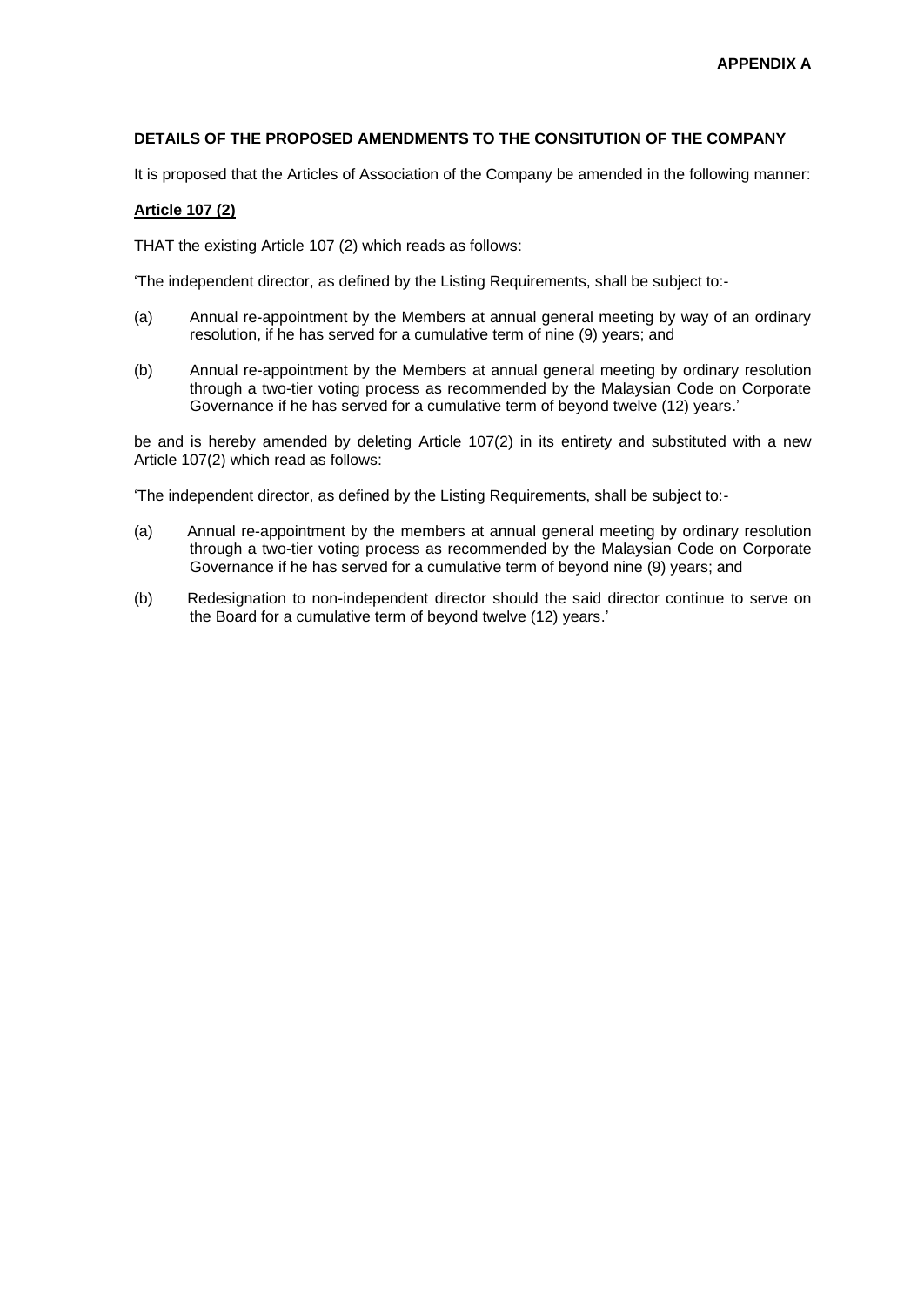**APPENDIX A**

**DETAILS OF THE PROPOSED AMENDMENTS TO THE CONSITUTION OF THE COMPANY**

It is proposed that the Articles of Association of the Company be amended in the following manner:

**Article 107 (2)**

THAT the existing Article 107 (2) which reads as follows:

'The independent director, as defined by the Listing Requirements, shall be subject to:-

(a) Annual re-appointment by the Members at annual general meeting by way of an ordinary resolution, if he has served for a cumulative term of nine (9) years; and

(b) Annual re-appointment by the Members at annual general meeting by ordinary resolution through a two-tier voting process as recommended by the Malaysian Code on Corporate Governance if he has served for a cumulative term of beyond twelve (12) years.'

be and is hereby amended by deleting Article 107(2) in its entirety and substituted with a new Article 107(2) which read as follows:

'The independent director, as defined by the Listing Requirements, shall be subject to:-

(a) Annual re-appointment by the members at annual general meeting by ordinary resolution through a two-tier voting process as recommended by the Malaysian Code on Corporate Governance if he has served for a cumulative term of beyond nine (9) years; and

(b) Redesignation to non-independent director should the said director continue to serve on the Board for a cumulative term of beyond twelve (12) years.'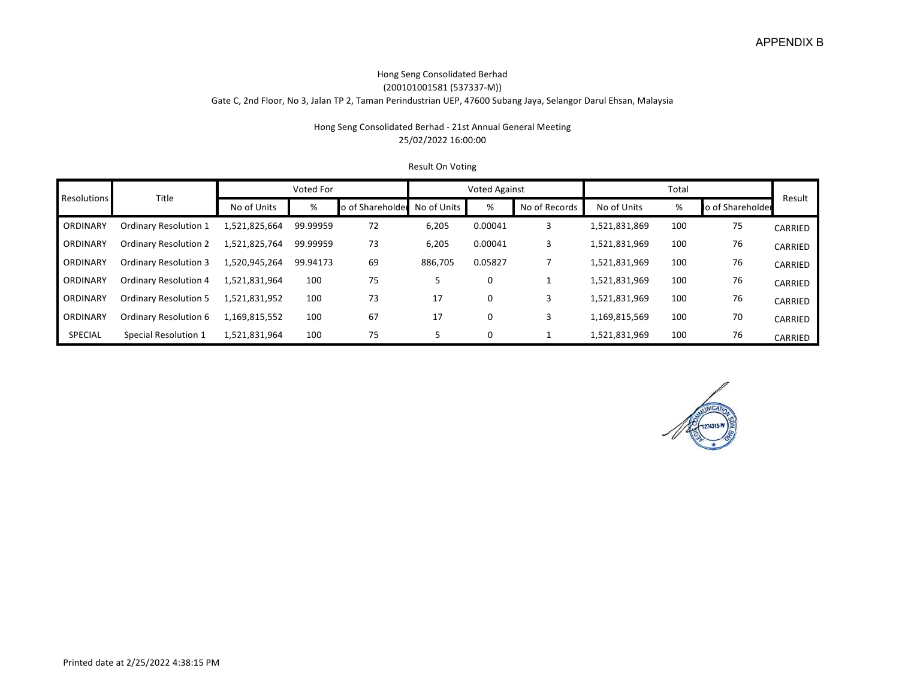APPENDIX B

Hong Seng Consolidated Berhad
(200101001581 (537337-M))
Gate C, 2nd Floor, No 3, Jalan TP 2, Taman Perindustrian UEP, 47600 Subang Jaya, Selangor Darul Ehsan, Malaysia

Hong Seng Consolidated Berhad - 21st Annual General Meeting
25/02/2022 16:00:00

Result On Voting

| Resolutions | Title | Voted For | | | Voted Against | | | Total | | | Result |
|---|---|---|---|---|---|---|---|---|---|---|---|
| | | No of Units | % | No of Shareholder | No of Units | % | No of Records | No of Units | % | No of Shareholder | |
| ORDINARY | Ordinary Resolution 1 | 1,521,825,664 | 99.99959 | 72 | 6,205 | 0.00041 | 3 | 1,521,831,869 | 100 | 75 | CARRIED |
| ORDINARY | Ordinary Resolution 2 | 1,521,825,764 | 99.99959 | 73 | 6,205 | 0.00041 | 3 | 1,521,831,969 | 100 | 76 | CARRIED |
| ORDINARY | Ordinary Resolution 3 | 1,520,945,264 | 99.94173 | 69 | 886,705 | 0.05827 | 7 | 1,521,831,969 | 100 | 76 | CARRIED |
| ORDINARY | Ordinary Resolution 4 | 1,521,831,964 | 100 | 75 | 5 | 0 | 1 | 1,521,831,969 | 100 | 76 | CARRIED |
| ORDINARY | Ordinary Resolution 5 | 1,521,831,952 | 100 | 73 | 17 | 0 | 3 | 1,521,831,969 | 100 | 76 | CARRIED |
| ORDINARY | Ordinary Resolution 6 | 1,169,815,552 | 100 | 67 | 17 | 0 | 3 | 1,169,815,569 | 100 | 70 | CARRIED |
| SPECIAL | Special Resolution 1 | 1,521,831,964 | 100 | 75 | 5 | 0 | 1 | 1,521,831,969 | 100 | 76 | CARRIED |

Printed date at 2/25/2022 4:38:15 PM